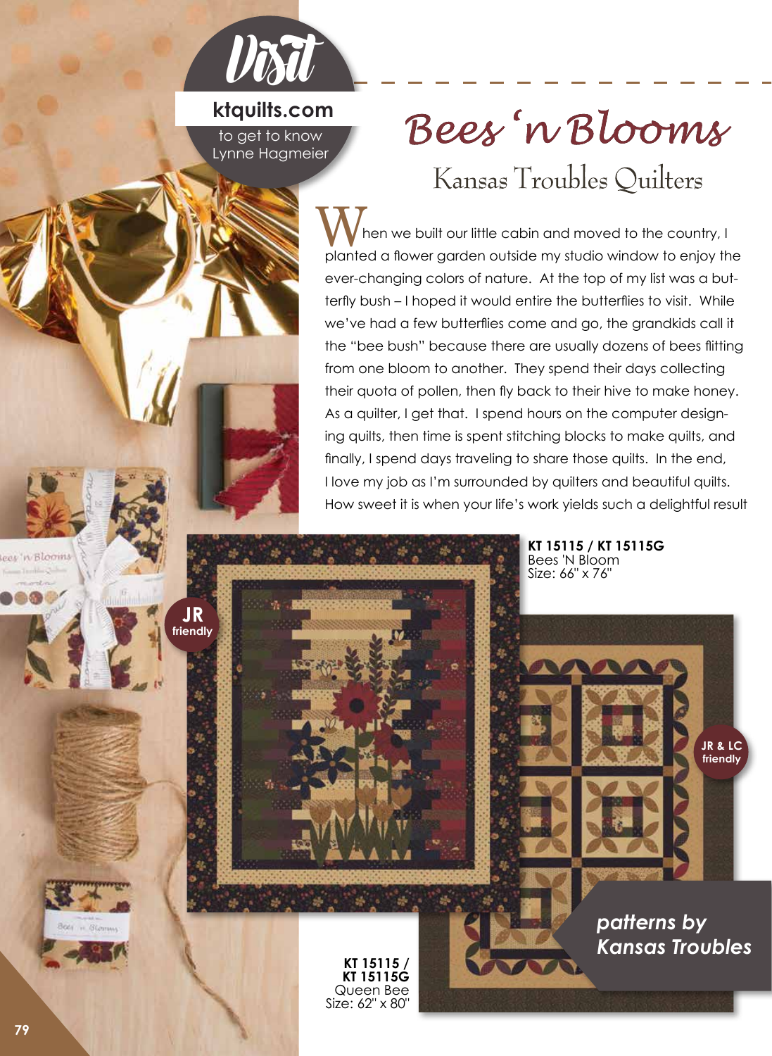**Visit**

**ktquilts.com**

to get to know Lynne Hagmeier

# Bees 'n Blooms

## Kansas Troubles Quilters

When we built our little cabin and moved to the country, I planted a flower garden outside my studio window to enjoy the ever-changing colors of nature. At the top of my list was a butterfly bush – I hoped it would entire the butterflies to visit. While we've had a few butterflies come and go, the grandkids call it the "bee bush" because there are usually dozens of bees flitting from one bloom to another. They spend their days collecting their quota of pollen, then fly back to their hive to make honey. As a quilter, I get that. I spend hours on the computer designing quilts, then time is spent stitching blocks to make quilts, and finally, I spend days traveling to share those quilts. In the end, I love my job as I'm surrounded by quilters and beautiful quilts. How sweet it is when your life's work yields such a delightful result

**JR friendly**

**KT 15115 / KT 15115G**
Bees 'N Bloom
Size: 66" x 76"

**JR & LC friendly**

***patterns by Kansas Troubles***

**KT 15115 / KT 15115G**
Queen Bee
Size: 62" x 80"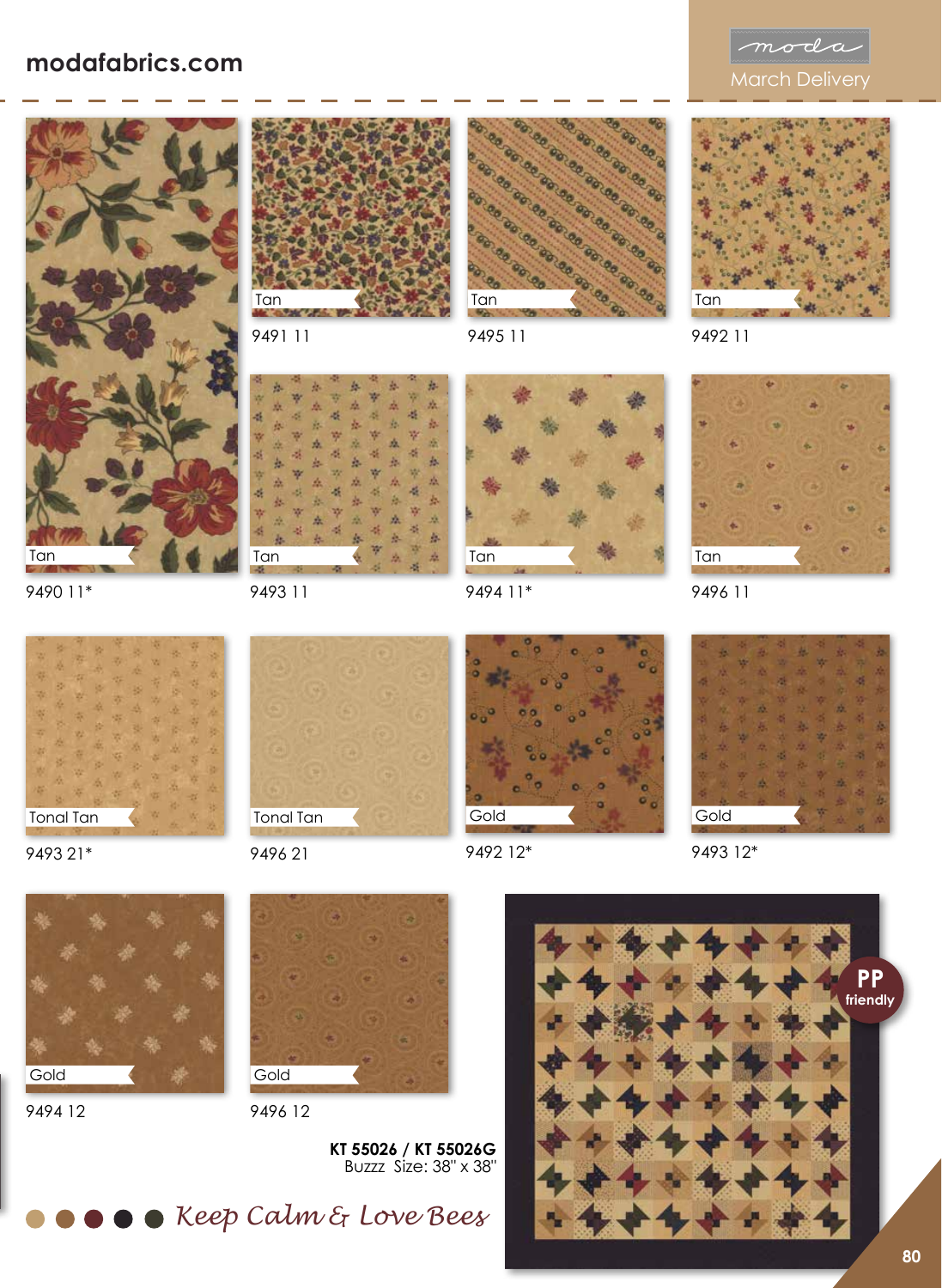modafabrics.com

moda
March Delivery

Tan
9491 11

Tan
9495 11

Tan
9492 11

Tan
9490 11*

Tan
9493 11

Tan
9494 11*

Tan
9496 11

Tonal Tan
9493 21*

Tonal Tan
9496 21

Gold
9492 12*

Gold
9493 12*

Gold
9494 12

Gold
9496 12

**KT 55026 / KT 55026G**
Buzzz Size: 38" x 38"

PP friendly

*Keep Calm & Love Bees*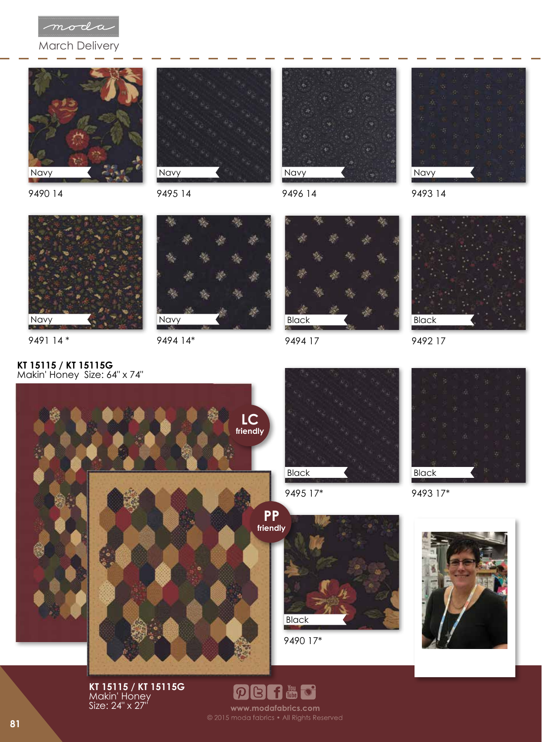March Delivery

Navy
9490 14

Navy
9495 14

Navy
9496 14

Navy
9493 14

Navy
9491 14 *

Navy
9494 14*

Black
9494 17

Black
9492 17

**KT 15115 / KT 15115G**
Makin' Honey Size: 64" x 74"

LC friendly

Black
9495 17*

Black
9493 17*

PP friendly

Black
9490 17*

**KT 15115 / KT 15115G**
Makin' Honey
Size: 24" x 27"

www.modafabrics.com
© 2015 moda fabrics • All Rights Reserved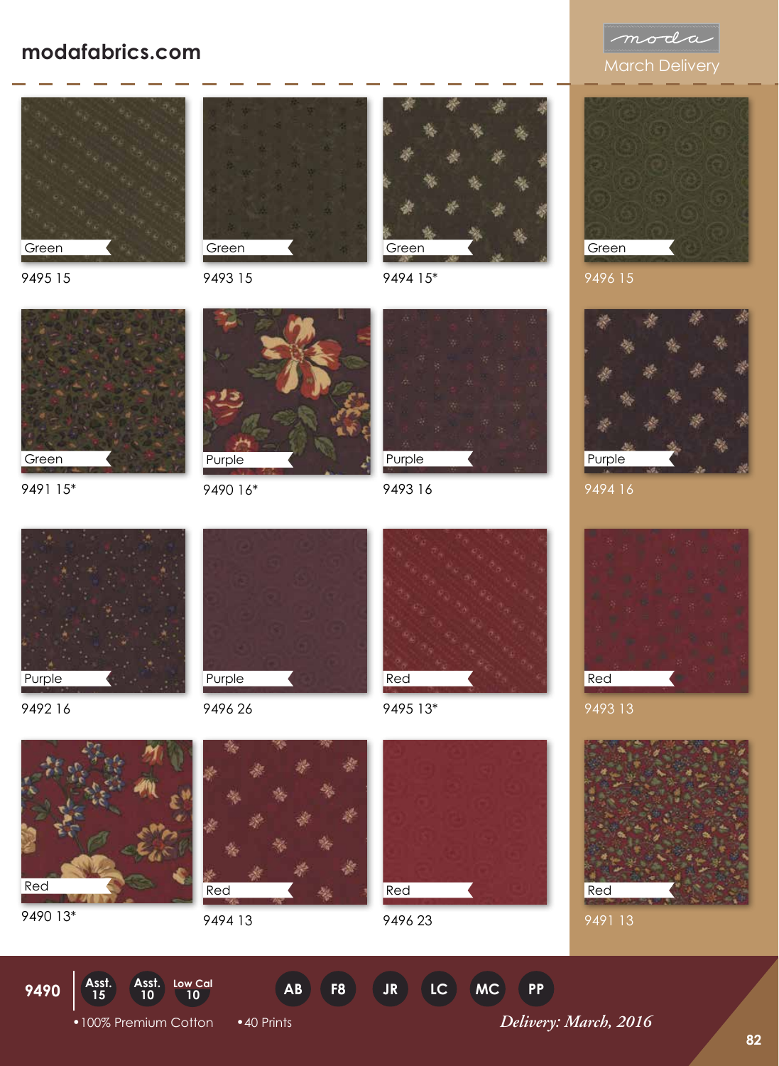modafabrics.com

moda
March Delivery

Green
9495 15

Green
9493 15

Green
9494 15*

Green
9496 15

Green
9491 15*

Purple
9490 16*

Purple
9493 16

Purple
9494 16

Purple
9492 16

Purple
9496 26

Red
9495 13*

Red
9493 13

Red
9490 13*

Red
9494 13

Red
9496 23

Red
9491 13

9490 Asst. 15 Asst. 10 Low Cal 10 AB F8 JR LC MC PP

• 100% Premium Cotton • 40 Prints

*Delivery: March, 2016*